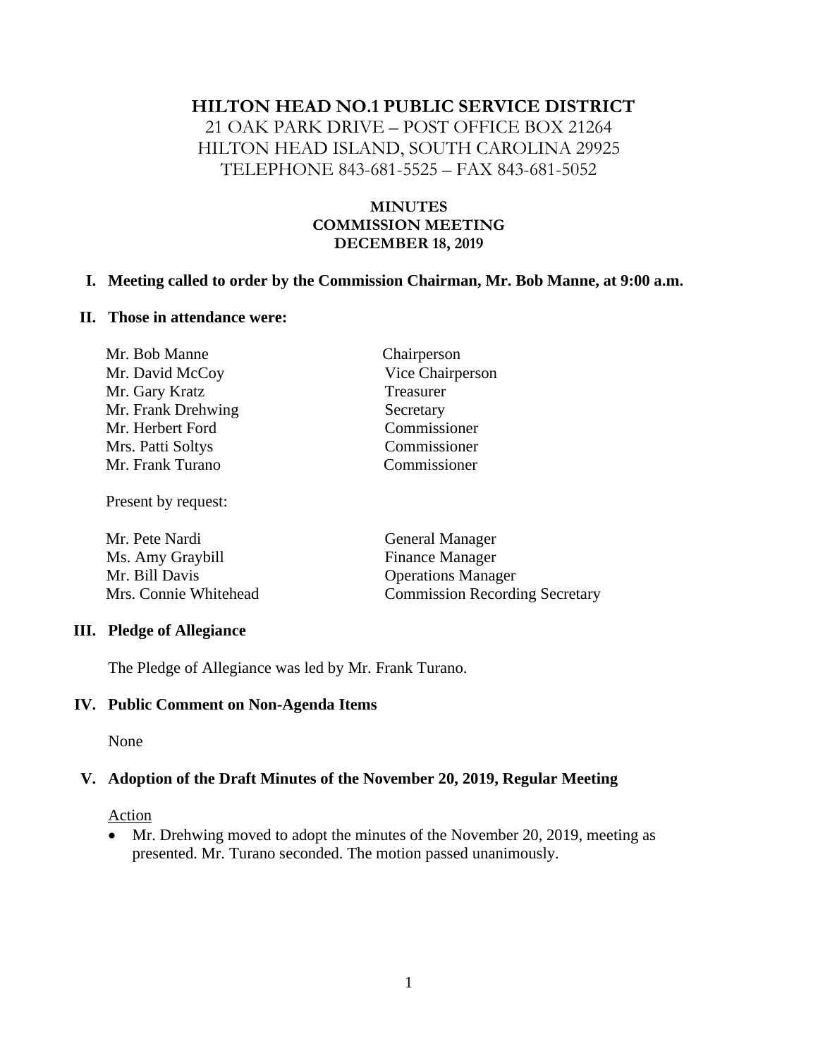# HILTON HEAD NO.1 PUBLIC SERVICE DISTRICT

21 OAK PARK DRIVE – POST OFFICE BOX 21264
HILTON HEAD ISLAND, SOUTH CAROLINA 29925
TELEPHONE 843-681-5525 – FAX 843-681-5052

## MINUTES
## COMMISSION MEETING
## DECEMBER 18, 2019

### I. Meeting called to order by the Commission Chairman, Mr. Bob Manne, at 9:00 a.m.

### II. Those in attendance were:

| | |
|---|---|
| Mr. Bob Manne | Chairperson |
| Mr. David McCoy | Vice Chairperson |
| Mr. Gary Kratz | Treasurer |
| Mr. Frank Drehwing | Secretary |
| Mr. Herbert Ford | Commissioner |
| Mrs. Patti Soltys | Commissioner |
| Mr. Frank Turano | Commissioner |

Present by request:

| | |
|---|---|
| Mr. Pete Nardi | General Manager |
| Ms. Amy Graybill | Finance Manager |
| Mr. Bill Davis | Operations Manager |
| Mrs. Connie Whitehead | Commission Recording Secretary |

### III. Pledge of Allegiance

The Pledge of Allegiance was led by Mr. Frank Turano.

### IV. Public Comment on Non-Agenda Items

None

### V. Adoption of the Draft Minutes of the November 20, 2019, Regular Meeting

Action

- Mr. Drehwing moved to adopt the minutes of the November 20, 2019, meeting as presented. Mr. Turano seconded. The motion passed unanimously.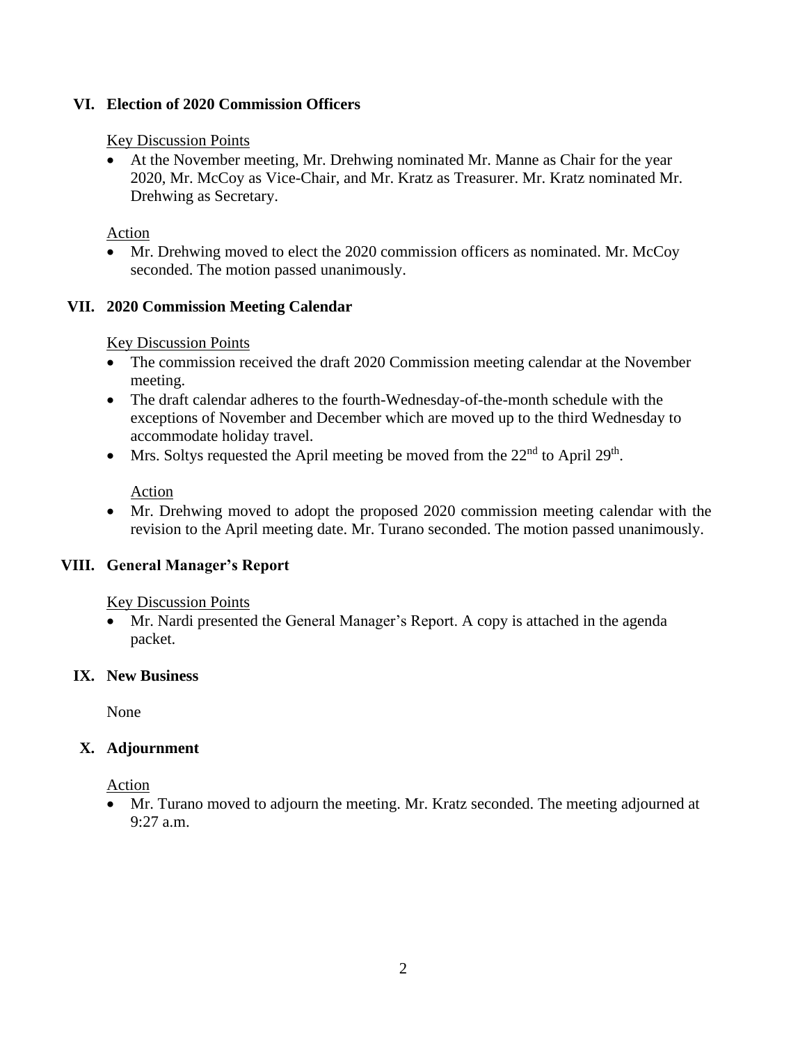## VI. Election of 2020 Commission Officers

Key Discussion Points

- At the November meeting, Mr. Drehwing nominated Mr. Manne as Chair for the year 2020, Mr. McCoy as Vice-Chair, and Mr. Kratz as Treasurer. Mr. Kratz nominated Mr. Drehwing as Secretary.

Action

- Mr. Drehwing moved to elect the 2020 commission officers as nominated. Mr. McCoy seconded. The motion passed unanimously.

## VII. 2020 Commission Meeting Calendar

Key Discussion Points

- The commission received the draft 2020 Commission meeting calendar at the November meeting.
- The draft calendar adheres to the fourth-Wednesday-of-the-month schedule with the exceptions of November and December which are moved up to the third Wednesday to accommodate holiday travel.
- Mrs. Soltys requested the April meeting be moved from the 22nd to April 29th.

Action

- Mr. Drehwing moved to adopt the proposed 2020 commission meeting calendar with the revision to the April meeting date. Mr. Turano seconded. The motion passed unanimously.

## VIII. General Manager's Report

Key Discussion Points

- Mr. Nardi presented the General Manager's Report. A copy is attached in the agenda packet.

## IX. New Business

None

## X. Adjournment

Action

- Mr. Turano moved to adjourn the meeting. Mr. Kratz seconded. The meeting adjourned at 9:27 a.m.